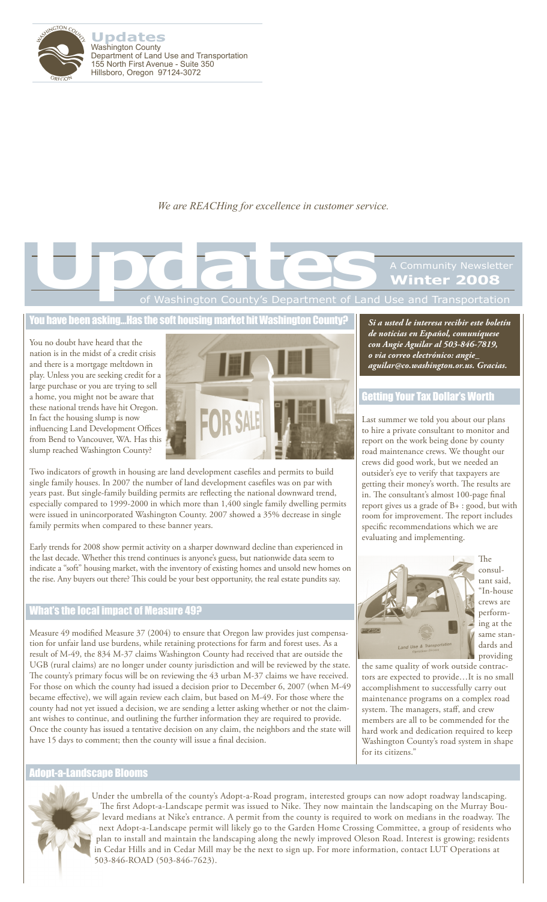**Updates**
Washington County
Department of Land Use and Transportation
155 North First Avenue - Suite 350
Hillsboro, Oregon 97124-3072

*We are REACHing for excellence in customer service.*

# Updates

A Community Newsletter
**Winter 2008**
of Washington County's Department of Land Use and Transportation

## You have been asking...Has the soft housing market hit Washington County?

You no doubt have heard that the nation is in the midst of a credit crisis and there is a mortgage meltdown in play. Unless you are seeking credit for a large purchase or you are trying to sell a home, you might not be aware that these national trends have hit Oregon. In fact the housing slump is now influencing Land Development Offices from Bend to Vancouver, WA. Has this slump reached Washington County?

Two indicators of growth in housing are land development casefiles and permits to build single family houses. In 2007 the number of land development casefiles was on par with years past. But single-family building permits are reflecting the national downward trend, especially compared to 1999-2000 in which more than 1,400 single family dwelling permits were issued in unincorporated Washington County. 2007 showed a 35% decrease in single family permits when compared to these banner years.

Early trends for 2008 show permit activity on a sharper downward decline than experienced in the last decade. Whether this trend continues is anyone's guess, but nationwide data seem to indicate a "soft" housing market, with the inventory of existing homes and unsold new homes on the rise. Any buyers out there? This could be your best opportunity, the real estate pundits say.

## What's the local impact of Measure 49?

Measure 49 modified Measure 37 (2004) to ensure that Oregon law provides just compensation for unfair land use burdens, while retaining protections for farm and forest uses. As a result of M-49, the 834 M-37 claims Washington County had received that are outside the UGB (rural claims) are no longer under county jurisdiction and will be reviewed by the state. The county's primary focus will be on reviewing the 43 urban M-37 claims we have received. For those on which the county had issued a decision prior to December 6, 2007 (when M-49 became effective), we will again review each claim, but based on M-49. For those where the county had not yet issued a decision, we are sending a letter asking whether or not the claimant wishes to continue, and outlining the further information they are required to provide. Once the county has issued a tentative decision on any claim, the neighbors and the state will have 15 days to comment; then the county will issue a final decision.

***Si a usted le interesa recibir este boletín de noticias en Español, comuníquese con Angie Aguilar al 503-846-7819, o via correo electrónico: angie_aguilar@co.washington.or.us. Gracias.***

## Getting Your Tax Dollar's Worth

Last summer we told you about our plans to hire a private consultant to monitor and report on the work being done by county road maintenance crews. We thought our crews did good work, but we needed an outsider's eye to verify that taxpayers are getting their money's worth. The results are in. The consultant's almost 100-page final report gives us a grade of B+ : good, but with room for improvement. The report includes specific recommendations which we are evaluating and implementing.

The consultant said, "In-house crews are performing at the same standards and providing the same quality of work outside contractors are expected to provide…It is no small accomplishment to successfully carry out maintenance programs on a complex road system. The managers, staff, and crew members are all to be commended for the hard work and dedication required to keep Washington County's road system in shape for its citizens."

## Adopt-a-Landscape Blooms

Under the umbrella of the county's Adopt-a-Road program, interested groups can now adopt roadway landscaping. The first Adopt-a-Landscape permit was issued to Nike. They now maintain the landscaping on the Murray Boulevard medians at Nike's entrance. A permit from the county is required to work on medians in the roadway. The next Adopt-a-Landscape permit will likely go to the Garden Home Crossing Committee, a group of residents who plan to install and maintain the landscaping along the newly improved Oleson Road. Interest is growing; residents in Cedar Hills and in Cedar Mill may be the next to sign up. For more information, contact LUT Operations at 503-846-ROAD (503-846-7623).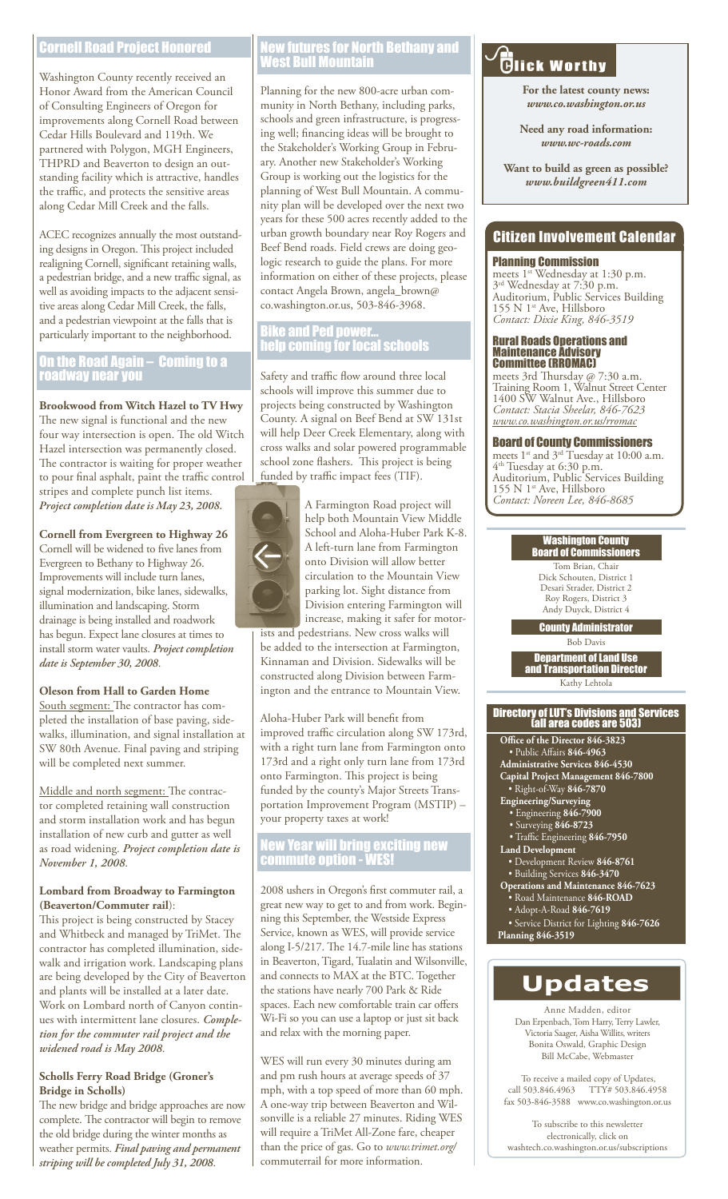## Cornell Road Project Honored

Washington County recently received an Honor Award from the American Council of Consulting Engineers of Oregon for improvements along Cornell Road between Cedar Hills Boulevard and 119th. We partnered with Polygon, MGH Engineers, THPRD and Beaverton to design an outstanding facility which is attractive, handles the traffic, and protects the sensitive areas along Cedar Mill Creek and the falls.

ACEC recognizes annually the most outstanding designs in Oregon. This project included realigning Cornell, significant retaining walls, a pedestrian bridge, and a new traffic signal, as well as avoiding impacts to the adjacent sensitive areas along Cedar Mill Creek, the falls, and a pedestrian viewpoint at the falls that is particularly important to the neighborhood.

## On the Road Again – Coming to a roadway near you

**Brookwood from Witch Hazel to TV Hwy**
The new signal is functional and the new four way intersection is open. The old Witch Hazel intersection was permanently closed. The contractor is waiting for proper weather to pour final asphalt, paint the traffic control stripes and complete punch list items. ***Project completion date is May 23, 2008.***

**Cornell from Evergreen to Highway 26**
Cornell will be widened to five lanes from Evergreen to Bethany to Highway 26. Improvements will include turn lanes, signal modernization, bike lanes, sidewalks, illumination and landscaping. Storm drainage is being installed and roadwork has begun. Expect lane closures at times to install storm water vaults. ***Project completion date is September 30, 2008.***

**Oleson from Hall to Garden Home**
South segment: The contractor has completed the installation of base paving, sidewalks, illumination, and signal installation at SW 80th Avenue. Final paving and striping will be completed next summer.

Middle and north segment: The contractor completed retaining wall construction and storm installation work and has begun installation of new curb and gutter as well as road widening. ***Project completion date is November 1, 2008.***

**Lombard from Broadway to Farmington (Beaverton/Commuter rail)**:
This project is being constructed by Stacey and Whitbeck and managed by TriMet. The contractor has completed illumination, sidewalk and irrigation work. Landscaping plans are being developed by the City of Beaverton and plants will be installed at a later date. Work on Lombard north of Canyon continues with intermittent lane closures. ***Completion for the commuter rail project and the widened road is May 2008.***

**Scholls Ferry Road Bridge (Groner's Bridge in Scholls)**
The new bridge and bridge approaches are now complete. The contractor will begin to remove the old bridge during the winter months as weather permits. ***Final paving and permanent striping will be completed July 31, 2008.***

## New futures for North Bethany and West Bull Mountain

Planning for the new 800-acre urban community in North Bethany, including parks, schools and green infrastructure, is progressing well; financing ideas will be brought to the Stakeholder's Working Group in February. Another new Stakeholder's Working Group is working out the logistics for the planning of West Bull Mountain. A community plan will be developed over the next two years for these 500 acres recently added to the urban growth boundary near Roy Rogers and Beef Bend roads. Field crews are doing geologic research to guide the plans. For more information on either of these projects, please contact Angela Brown, angela_brown@co.washington.or.us, 503-846-3968.

## Bike and Ped power... help coming for local schools

Safety and traffic flow around three local schools will improve this summer due to projects being constructed by Washington County. A signal on Beef Bend at SW 131st will help Deer Creek Elementary, along with cross walks and solar powered programmable school zone flashers. This project is being funded by traffic impact fees (TIF).

A Farmington Road project will help both Mountain View Middle School and Aloha-Huber Park K-8. A left-turn lane from Farmington onto Division will allow better circulation to the Mountain View parking lot. Sight distance from Division entering Farmington will increase, making it safer for motorists and pedestrians. New cross walks will be added to the intersection at Farmington, Kinnaman and Division. Sidewalks will be constructed along Division between Farmington and the entrance to Mountain View.

Aloha-Huber Park will benefit from improved traffic circulation along SW 173rd, with a right turn lane from Farmington onto 173rd and a right only turn lane from 173rd onto Farmington. This project is being funded by the county's Major Streets Transportation Improvement Program (MSTIP) – your property taxes at work!

## New Year will bring exciting new commute option - WES!

2008 ushers in Oregon's first commuter rail, a great new way to get to and from work. Beginning this September, the Westside Express Service, known as WES, will provide service along I-5/217. The 14.7-mile line has stations in Beaverton, Tigard, Tualatin and Wilsonville, and connects to MAX at the BTC. Together the stations have nearly 700 Park & Ride spaces. Each new comfortable train car offers Wi-Fi so you can use a laptop or just sit back and relax with the morning paper.

WES will run every 30 minutes during am and pm rush hours at average speeds of 37 mph, with a top speed of more than 60 mph. A one-way trip between Beaverton and Wilsonville is a reliable 27 minutes. Riding WES will require a TriMet All-Zone fare, cheaper than the price of gas. Go to *www.trimet.org/commuterrail* for more information.

## Click Worthy

**For the latest county news:**
***www.co.washington.or.us***

**Need any road information:**
***www.wc-roads.com***

**Want to build as green as possible?**
***www.buildgreen411.com***

## Citizen Involvement Calendar

### Planning Commission
meets 1st Wednesday at 1:30 p.m.
3rd Wednesday at 7:30 p.m.
Auditorium, Public Services Building
155 N 1st Ave, Hillsboro
*Contact: Dixie King, 846-3519*

### Rural Roads Operations and Maintenance Advisory Committee (RROMAC)
meets 3rd Thursday @ 7:30 a.m.
Training Room 1, Walnut Street Center
1400 SW Walnut Ave., Hillsboro
*Contact: Stacia Sheelar, 846-7623*
*www.co.washington.or.us/rromac*

### Board of County Commissioners
meets 1st and 3rd Tuesday at 10:00 a.m.
4th Tuesday at 6:30 p.m.
Auditorium, Public Services Building
155 N 1st Ave, Hillsboro
*Contact: Noreen Lee, 846-8685*

### Washington County Board of Commissioners
Tom Brian, Chair
Dick Schouten, District 1
Desari Strader, District 2
Roy Rogers, District 3
Andy Duyck, District 4

### County Administrator
Bob Davis

### Department of Land Use and Transportation Director
Kathy Lehtola

### Directory of LUT's Divisions and Services (all area codes are 503)

- **Office of the Director 846-3823**
  - Public Affairs **846-4963**
- **Administrative Services 846-4530**
- **Capital Project Management 846-7800**
  - Right-of-Way **846-7870**
- **Engineering/Surveying**
  - Engineering **846-7900**
  - Surveying **846-8723**
  - Traffic Engineering **846-7950**
- **Land Development**
  - Development Review **846-8761**
  - Building Services **846-3470**
- **Operations and Maintenance 846-7623**
  - Road Maintenance **846-ROAD**
  - Adopt-A-Road **846-7619**
  - Service District for Lighting **846-7626**
- **Planning 846-3519**

# Updates

Anne Madden, editor
Dan Erpenbach, Tom Harry, Terry Lawler, Victoria Saager, Aisha Willits, writers
Bonita Oswald, Graphic Design
Bill McCabe, Webmaster

To receive a mailed copy of Updates, call 503.846.4963 TTY# 503.846.4958 fax 503-846-3588 www.co.washington.or.us

To subscribe to this newsletter electronically, click on washtech.co.washington.or.us/subscriptions